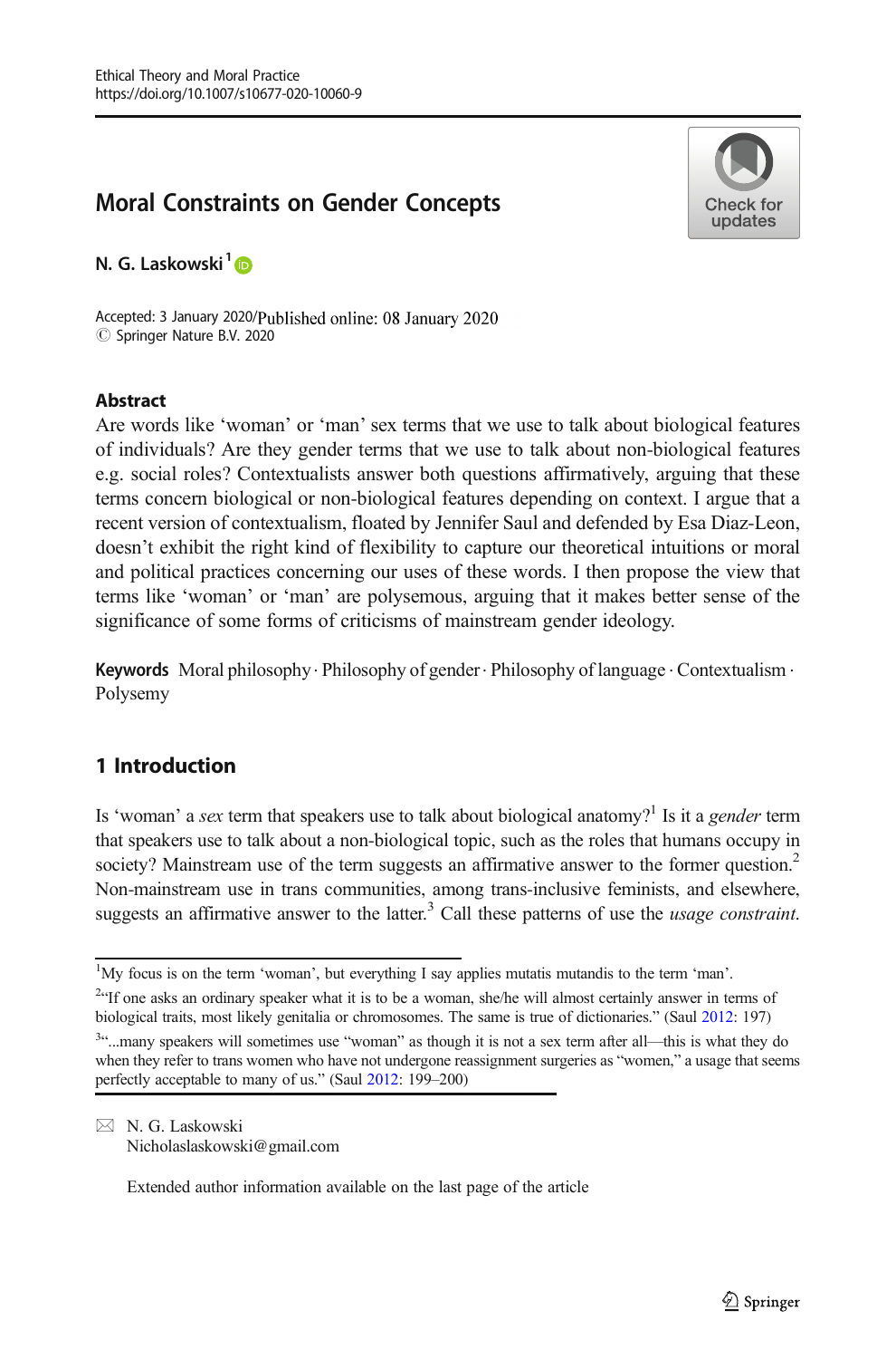# Moral Constraints on Gender Concepts

**N. G. Laskowski**[1]

Accepted: 3 January 2020/Published online: 08 January 2020
© Springer Nature B.V. 2020

## Abstract

Are words like 'woman' or 'man' sex terms that we use to talk about biological features of individuals? Are they gender terms that we use to talk about non-biological features e.g. social roles? Contextualists answer both questions affirmatively, arguing that these terms concern biological or non-biological features depending on context. I argue that a recent version of contextualism, floated by Jennifer Saul and defended by Esa Diaz-Leon, doesn't exhibit the right kind of flexibility to capture our theoretical intuitions or moral and political practices concerning our uses of these words. I then propose the view that terms like 'woman' or 'man' are polysemous, arguing that it makes better sense of the significance of some forms of criticisms of mainstream gender ideology.

**Keywords** Moral philosophy · Philosophy of gender · Philosophy of language · Contextualism · Polysemy

## 1 Introduction

Is 'woman' a *sex* term that speakers use to talk about biological anatomy?[1] Is it a *gender* term that speakers use to talk about a non-biological topic, such as the roles that humans occupy in society? Mainstream use of the term suggests an affirmative answer to the former question.[2] Non-mainstream use in trans communities, among trans-inclusive feminists, and elsewhere, suggests an affirmative answer to the latter.[3] Call these patterns of use the *usage constraint*.

---

[1] My focus is on the term 'woman', but everything I say applies mutatis mutandis to the term 'man'.

[2] "If one asks an ordinary speaker what it is to be a woman, she/he will almost certainly answer in terms of biological traits, most likely genitalia or chromosomes. The same is true of dictionaries." (Saul 2012: 197)

[3] "...many speakers will sometimes use "woman" as though it is not a sex term after all—this is what they do when they refer to trans women who have not undergone reassignment surgeries as "women," a usage that seems perfectly acceptable to many of us." (Saul 2012: 199–200)

---

N. G. Laskowski
Nicholaslaskowski@gmail.com

Extended author information available on the last page of the article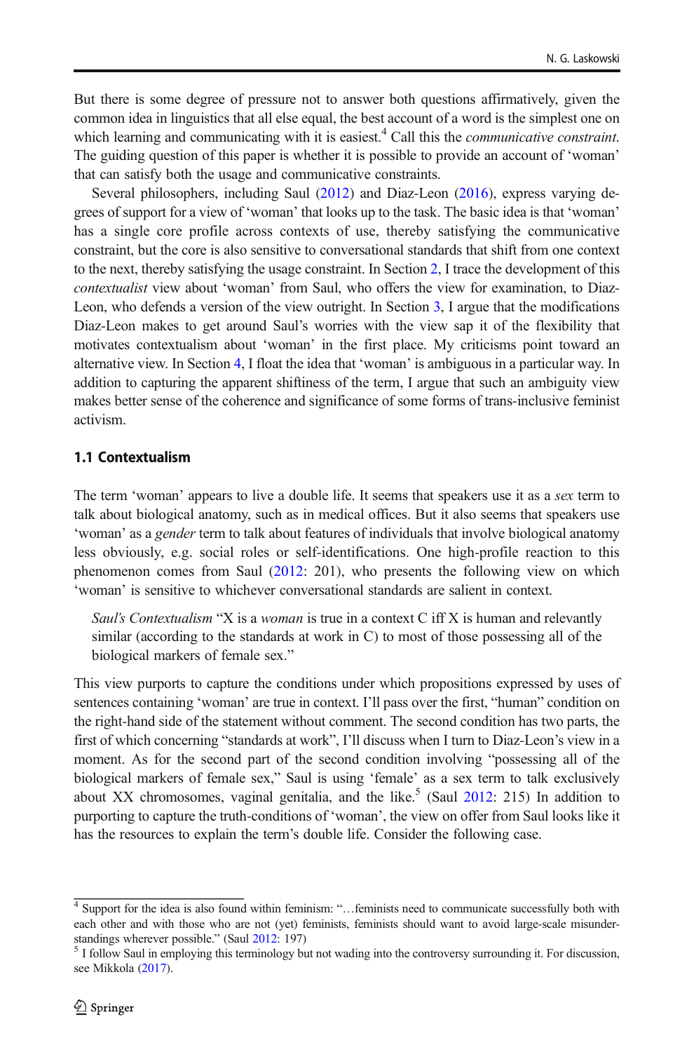But there is some degree of pressure not to answer both questions affirmatively, given the common idea in linguistics that all else equal, the best account of a word is the simplest one on which learning and communicating with it is easiest.[4] Call this the *communicative constraint*. The guiding question of this paper is whether it is possible to provide an account of 'woman' that can satisfy both the usage and communicative constraints.

Several philosophers, including Saul (2012) and Diaz-Leon (2016), express varying degrees of support for a view of 'woman' that looks up to the task. The basic idea is that 'woman' has a single core profile across contexts of use, thereby satisfying the communicative constraint, but the core is also sensitive to conversational standards that shift from one context to the next, thereby satisfying the usage constraint. In Section 2, I trace the development of this *contextualist* view about 'woman' from Saul, who offers the view for examination, to Diaz-Leon, who defends a version of the view outright. In Section 3, I argue that the modifications Diaz-Leon makes to get around Saul's worries with the view sap it of the flexibility that motivates contextualism about 'woman' in the first place. My criticisms point toward an alternative view. In Section 4, I float the idea that 'woman' is ambiguous in a particular way. In addition to capturing the apparent shiftiness of the term, I argue that such an ambiguity view makes better sense of the coherence and significance of some forms of trans-inclusive feminist activism.

### 1.1 Contextualism

The term 'woman' appears to live a double life. It seems that speakers use it as a *sex* term to talk about biological anatomy, such as in medical offices. But it also seems that speakers use 'woman' as a *gender* term to talk about features of individuals that involve biological anatomy less obviously, e.g. social roles or self-identifications. One high-profile reaction to this phenomenon comes from Saul (2012: 201), who presents the following view on which 'woman' is sensitive to whichever conversational standards are salient in context.

> *Saul's Contextualism* "X is a *woman* is true in a context C iff X is human and relevantly similar (according to the standards at work in C) to most of those possessing all of the biological markers of female sex."

This view purports to capture the conditions under which propositions expressed by uses of sentences containing 'woman' are true in context. I'll pass over the first, "human" condition on the right-hand side of the statement without comment. The second condition has two parts, the first of which concerning "standards at work", I'll discuss when I turn to Diaz-Leon's view in a moment. As for the second part of the second condition involving "possessing all of the biological markers of female sex," Saul is using 'female' as a sex term to talk exclusively about XX chromosomes, vaginal genitalia, and the like.[5] (Saul 2012: 215) In addition to purporting to capture the truth-conditions of 'woman', the view on offer from Saul looks like it has the resources to explain the term's double life. Consider the following case.

---

[4] Support for the idea is also found within feminism: "…feminists need to communicate successfully both with each other and with those who are not (yet) feminists, feminists should want to avoid large-scale misunderstandings wherever possible." (Saul 2012: 197)

[5] I follow Saul in employing this terminology but not wading into the controversy surrounding it. For discussion, see Mikkola (2017).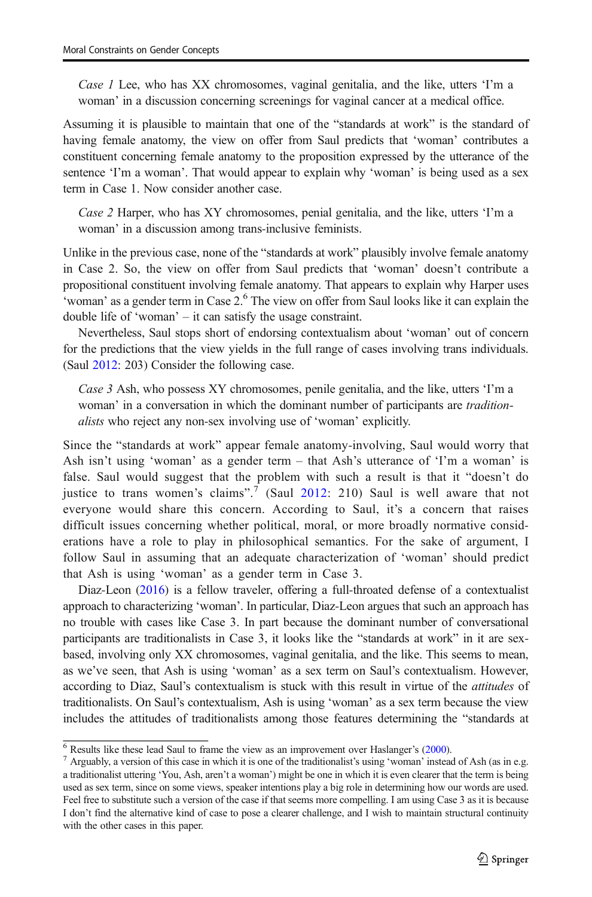*Case 1* Lee, who has XX chromosomes, vaginal genitalia, and the like, utters 'I'm a woman' in a discussion concerning screenings for vaginal cancer at a medical office.

Assuming it is plausible to maintain that one of the "standards at work" is the standard of having female anatomy, the view on offer from Saul predicts that 'woman' contributes a constituent concerning female anatomy to the proposition expressed by the utterance of the sentence 'I'm a woman'. That would appear to explain why 'woman' is being used as a sex term in Case 1. Now consider another case.

*Case 2* Harper, who has XY chromosomes, penial genitalia, and the like, utters 'I'm a woman' in a discussion among trans-inclusive feminists.

Unlike in the previous case, none of the "standards at work" plausibly involve female anatomy in Case 2. So, the view on offer from Saul predicts that 'woman' doesn't contribute a propositional constituent involving female anatomy. That appears to explain why Harper uses 'woman' as a gender term in Case 2.[6] The view on offer from Saul looks like it can explain the double life of 'woman' – it can satisfy the usage constraint.

Nevertheless, Saul stops short of endorsing contextualism about 'woman' out of concern for the predictions that the view yields in the full range of cases involving trans individuals. (Saul 2012: 203) Consider the following case.

*Case 3* Ash, who possess XY chromosomes, penile genitalia, and the like, utters 'I'm a woman' in a conversation in which the dominant number of participants are *traditionalists* who reject any non-sex involving use of 'woman' explicitly.

Since the "standards at work" appear female anatomy-involving, Saul would worry that Ash isn't using 'woman' as a gender term – that Ash's utterance of 'I'm a woman' is false. Saul would suggest that the problem with such a result is that it "doesn't do justice to trans women's claims".[7] (Saul 2012: 210) Saul is well aware that not everyone would share this concern. According to Saul, it's a concern that raises difficult issues concerning whether political, moral, or more broadly normative considerations have a role to play in philosophical semantics. For the sake of argument, I follow Saul in assuming that an adequate characterization of 'woman' should predict that Ash is using 'woman' as a gender term in Case 3.

Diaz-Leon (2016) is a fellow traveler, offering a full-throated defense of a contextualist approach to characterizing 'woman'. In particular, Diaz-Leon argues that such an approach has no trouble with cases like Case 3. In part because the dominant number of conversational participants are traditionalists in Case 3, it looks like the "standards at work" in it are sex-based, involving only XX chromosomes, vaginal genitalia, and the like. This seems to mean, as we've seen, that Ash is using 'woman' as a sex term on Saul's contextualism. However, according to Diaz, Saul's contextualism is stuck with this result in virtue of the *attitudes* of traditionalists. On Saul's contextualism, Ash is using 'woman' as a sex term because the view includes the attitudes of traditionalists among those features determining the "standards at

---

[6] Results like these lead Saul to frame the view as an improvement over Haslanger's (2000).

[7] Arguably, a version of this case in which it is one of the traditionalist's using 'woman' instead of Ash (as in e.g. a traditionalist uttering 'You, Ash, aren't a woman') might be one in which it is even clearer that the term is being used as sex term, since on some views, speaker intentions play a big role in determining how our words are used. Feel free to substitute such a version of the case if that seems more compelling. I am using Case 3 as it is because I don't find the alternative kind of case to pose a clearer challenge, and I wish to maintain structural continuity with the other cases in this paper.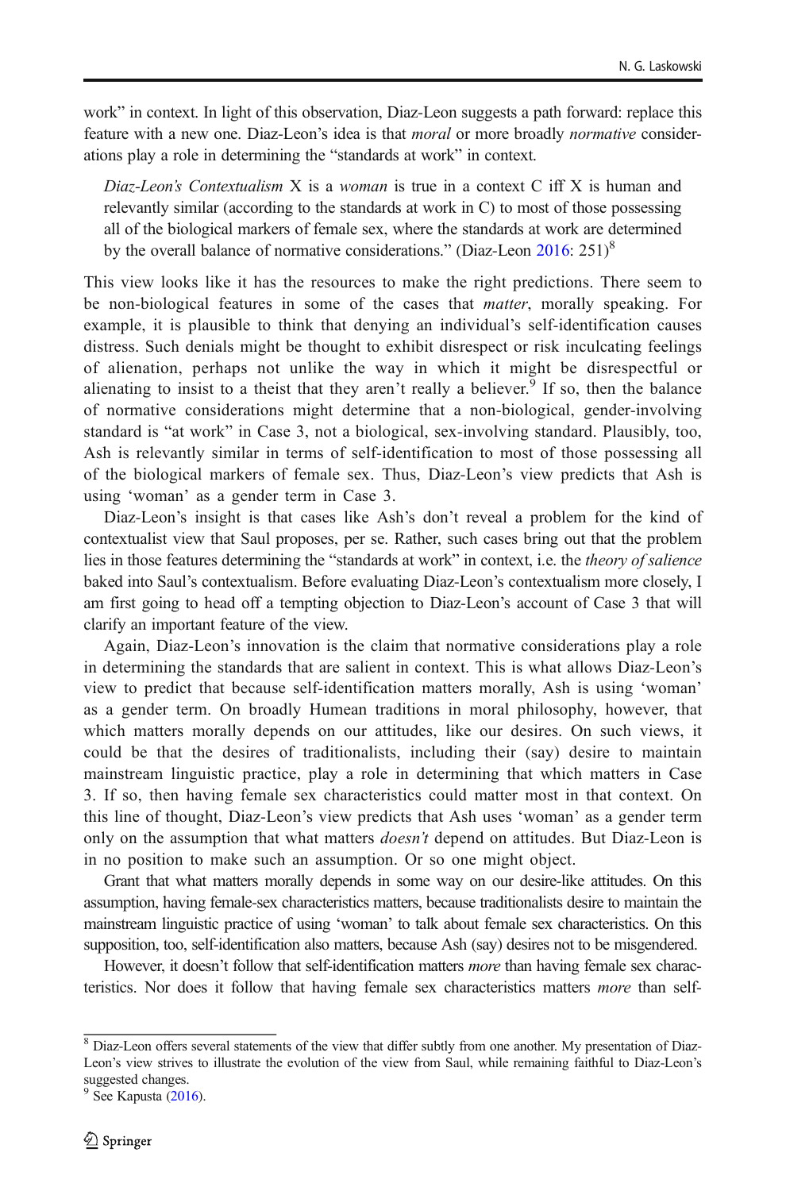work" in context. In light of this observation, Diaz-Leon suggests a path forward: replace this feature with a new one. Diaz-Leon's idea is that *moral* or more broadly *normative* considerations play a role in determining the "standards at work" in context.

> *Diaz-Leon's Contextualism* X is a *woman* is true in a context C iff X is human and relevantly similar (according to the standards at work in C) to most of those possessing all of the biological markers of female sex, where the standards at work are determined by the overall balance of normative considerations." (Diaz-Leon 2016: 251)[8]

This view looks like it has the resources to make the right predictions. There seem to be non-biological features in some of the cases that *matter*, morally speaking. For example, it is plausible to think that denying an individual's self-identification causes distress. Such denials might be thought to exhibit disrespect or risk inculcating feelings of alienation, perhaps not unlike the way in which it might be disrespectful or alienating to insist to a theist that they aren't really a believer.[9] If so, then the balance of normative considerations might determine that a non-biological, gender-involving standard is "at work" in Case 3, not a biological, sex-involving standard. Plausibly, too, Ash is relevantly similar in terms of self-identification to most of those possessing all of the biological markers of female sex. Thus, Diaz-Leon's view predicts that Ash is using 'woman' as a gender term in Case 3.

Diaz-Leon's insight is that cases like Ash's don't reveal a problem for the kind of contextualist view that Saul proposes, per se. Rather, such cases bring out that the problem lies in those features determining the "standards at work" in context, i.e. the *theory of salience* baked into Saul's contextualism. Before evaluating Diaz-Leon's contextualism more closely, I am first going to head off a tempting objection to Diaz-Leon's account of Case 3 that will clarify an important feature of the view.

Again, Diaz-Leon's innovation is the claim that normative considerations play a role in determining the standards that are salient in context. This is what allows Diaz-Leon's view to predict that because self-identification matters morally, Ash is using 'woman' as a gender term. On broadly Humean traditions in moral philosophy, however, that which matters morally depends on our attitudes, like our desires. On such views, it could be that the desires of traditionalists, including their (say) desire to maintain mainstream linguistic practice, play a role in determining that which matters in Case 3. If so, then having female sex characteristics could matter most in that context. On this line of thought, Diaz-Leon's view predicts that Ash uses 'woman' as a gender term only on the assumption that what matters *doesn't* depend on attitudes. But Diaz-Leon is in no position to make such an assumption. Or so one might object.

Grant that what matters morally depends in some way on our desire-like attitudes. On this assumption, having female-sex characteristics matters, because traditionalists desire to maintain the mainstream linguistic practice of using 'woman' to talk about female sex characteristics. On this supposition, too, self-identification also matters, because Ash (say) desires not to be misgendered.

However, it doesn't follow that self-identification matters *more* than having female sex characteristics. Nor does it follow that having female sex characteristics matters *more* than self-

---

[8] Diaz-Leon offers several statements of the view that differ subtly from one another. My presentation of Diaz-Leon's view strives to illustrate the evolution of the view from Saul, while remaining faithful to Diaz-Leon's suggested changes.

[9] See Kapusta (2016).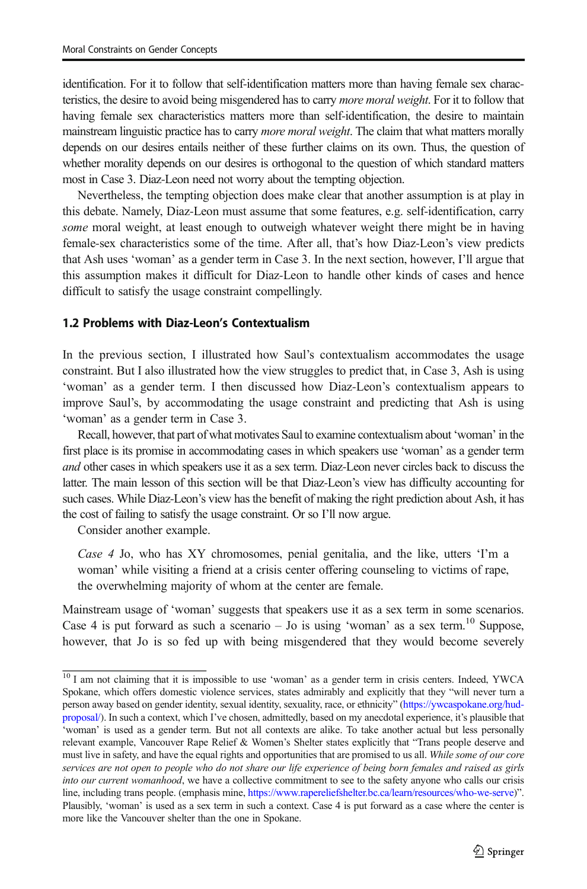identification. For it to follow that self-identification matters more than having female sex characteristics, the desire to avoid being misgendered has to carry *more moral weight*. For it to follow that having female sex characteristics matters more than self-identification, the desire to maintain mainstream linguistic practice has to carry *more moral weight*. The claim that what matters morally depends on our desires entails neither of these further claims on its own. Thus, the question of whether morality depends on our desires is orthogonal to the question of which standard matters most in Case 3. Diaz-Leon need not worry about the tempting objection.

Nevertheless, the tempting objection does make clear that another assumption is at play in this debate. Namely, Diaz-Leon must assume that some features, e.g. self-identification, carry *some* moral weight, at least enough to outweigh whatever weight there might be in having female-sex characteristics some of the time. After all, that's how Diaz-Leon's view predicts that Ash uses 'woman' as a gender term in Case 3. In the next section, however, I'll argue that this assumption makes it difficult for Diaz-Leon to handle other kinds of cases and hence difficult to satisfy the usage constraint compellingly.

### 1.2 Problems with Diaz-Leon's Contextualism

In the previous section, I illustrated how Saul's contextualism accommodates the usage constraint. But I also illustrated how the view struggles to predict that, in Case 3, Ash is using 'woman' as a gender term. I then discussed how Diaz-Leon's contextualism appears to improve Saul's, by accommodating the usage constraint and predicting that Ash is using 'woman' as a gender term in Case 3.

Recall, however, that part of what motivates Saul to examine contextualism about 'woman' in the first place is its promise in accommodating cases in which speakers use 'woman' as a gender term *and* other cases in which speakers use it as a sex term. Diaz-Leon never circles back to discuss the latter. The main lesson of this section will be that Diaz-Leon's view has difficulty accounting for such cases. While Diaz-Leon's view has the benefit of making the right prediction about Ash, it has the cost of failing to satisfy the usage constraint. Or so I'll now argue.

Consider another example.

> *Case 4* Jo, who has XY chromosomes, penial genitalia, and the like, utters 'I'm a woman' while visiting a friend at a crisis center offering counseling to victims of rape, the overwhelming majority of whom at the center are female.

Mainstream usage of 'woman' suggests that speakers use it as a sex term in some scenarios. Case 4 is put forward as such a scenario – Jo is using 'woman' as a sex term.[10] Suppose, however, that Jo is so fed up with being misgendered that they would become severely

[10] I am not claiming that it is impossible to use 'woman' as a gender term in crisis centers. Indeed, YWCA Spokane, which offers domestic violence services, states admirably and explicitly that they "will never turn a person away based on gender identity, sexual identity, sexuality, race, or ethnicity" (https://ywcaspokane.org/hud-proposal/). In such a context, which I've chosen, admittedly, based on my anecdotal experience, it's plausible that 'woman' is used as a gender term. But not all contexts are alike. To take another actual but less personally relevant example, Vancouver Rape Relief & Women's Shelter states explicitly that "Trans people deserve and must live in safety, and have the equal rights and opportunities that are promised to us all. *While some of our core services are not open to people who do not share our life experience of being born females and raised as girls into our current womanhood*, we have a collective commitment to see to the safety anyone who calls our crisis line, including trans people. (emphasis mine, https://www.rapereliefshelter.bc.ca/learn/resources/who-we-serve)". Plausibly, 'woman' is used as a sex term in such a context. Case 4 is put forward as a case where the center is more like the Vancouver shelter than the one in Spokane.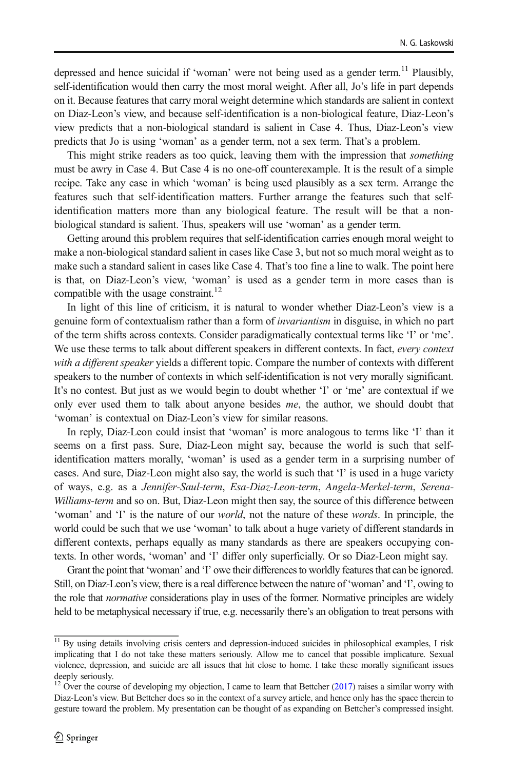depressed and hence suicidal if 'woman' were not being used as a gender term.[11] Plausibly, self-identification would then carry the most moral weight. After all, Jo's life in part depends on it. Because features that carry moral weight determine which standards are salient in context on Diaz-Leon's view, and because self-identification is a non-biological feature, Diaz-Leon's view predicts that a non-biological standard is salient in Case 4. Thus, Diaz-Leon's view predicts that Jo is using 'woman' as a gender term, not a sex term. That's a problem.

This might strike readers as too quick, leaving them with the impression that *something* must be awry in Case 4. But Case 4 is no one-off counterexample. It is the result of a simple recipe. Take any case in which 'woman' is being used plausibly as a sex term. Arrange the features such that self-identification matters. Further arrange the features such that self-identification matters more than any biological feature. The result will be that a non-biological standard is salient. Thus, speakers will use 'woman' as a gender term.

Getting around this problem requires that self-identification carries enough moral weight to make a non-biological standard salient in cases like Case 3, but not so much moral weight as to make such a standard salient in cases like Case 4. That's too fine a line to walk. The point here is that, on Diaz-Leon's view, 'woman' is used as a gender term in more cases than is compatible with the usage constraint.[12]

In light of this line of criticism, it is natural to wonder whether Diaz-Leon's view is a genuine form of contextualism rather than a form of *invariantism* in disguise, in which no part of the term shifts across contexts. Consider paradigmatically contextual terms like 'I' or 'me'. We use these terms to talk about different speakers in different contexts. In fact, *every context with a different speaker* yields a different topic. Compare the number of contexts with different speakers to the number of contexts in which self-identification is not very morally significant. It's no contest. But just as we would begin to doubt whether 'I' or 'me' are contextual if we only ever used them to talk about anyone besides *me*, the author, we should doubt that 'woman' is contextual on Diaz-Leon's view for similar reasons.

In reply, Diaz-Leon could insist that 'woman' is more analogous to terms like 'I' than it seems on a first pass. Sure, Diaz-Leon might say, because the world is such that self-identification matters morally, 'woman' is used as a gender term in a surprising number of cases. And sure, Diaz-Leon might also say, the world is such that 'I' is used in a huge variety of ways, e.g. as a *Jennifer-Saul-term*, *Esa-Diaz-Leon-term*, *Angela-Merkel-term*, *Serena-Williams-term* and so on. But, Diaz-Leon might then say, the source of this difference between 'woman' and 'I' is the nature of our *world*, not the nature of these *words*. In principle, the world could be such that we use 'woman' to talk about a huge variety of different standards in different contexts, perhaps equally as many standards as there are speakers occupying contexts. In other words, 'woman' and 'I' differ only superficially. Or so Diaz-Leon might say.

Grant the point that 'woman' and 'I' owe their differences to worldly features that can be ignored. Still, on Diaz-Leon's view, there is a real difference between the nature of 'woman' and 'I', owing to the role that *normative* considerations play in uses of the former. Normative principles are widely held to be metaphysical necessary if true, e.g. necessarily there's an obligation to treat persons with

[11] By using details involving crisis centers and depression-induced suicides in philosophical examples, I risk implicating that I do not take these matters seriously. Allow me to cancel that possible implicature. Sexual violence, depression, and suicide are all issues that hit close to home. I take these morally significant issues deeply seriously.

[12] Over the course of developing my objection, I came to learn that Bettcher (2017) raises a similar worry with Diaz-Leon's view. But Bettcher does so in the context of a survey article, and hence only has the space therein to gesture toward the problem. My presentation can be thought of as expanding on Bettcher's compressed insight.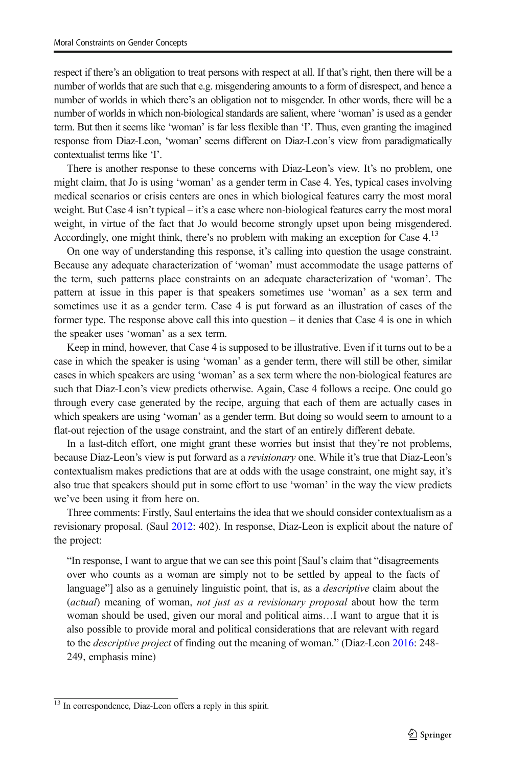respect if there's an obligation to treat persons with respect at all. If that's right, then there will be a number of worlds that are such that e.g. misgendering amounts to a form of disrespect, and hence a number of worlds in which there's an obligation not to misgender. In other words, there will be a number of worlds in which non-biological standards are salient, where 'woman' is used as a gender term. But then it seems like 'woman' is far less flexible than 'I'. Thus, even granting the imagined response from Diaz-Leon, 'woman' seems different on Diaz-Leon's view from paradigmatically contextualist terms like 'I'.

There is another response to these concerns with Diaz-Leon's view. It's no problem, one might claim, that Jo is using 'woman' as a gender term in Case 4. Yes, typical cases involving medical scenarios or crisis centers are ones in which biological features carry the most moral weight. But Case 4 isn't typical – it's a case where non-biological features carry the most moral weight, in virtue of the fact that Jo would become strongly upset upon being misgendered. Accordingly, one might think, there's no problem with making an exception for Case 4.[13]

On one way of understanding this response, it's calling into question the usage constraint. Because any adequate characterization of 'woman' must accommodate the usage patterns of the term, such patterns place constraints on an adequate characterization of 'woman'. The pattern at issue in this paper is that speakers sometimes use 'woman' as a sex term and sometimes use it as a gender term. Case 4 is put forward as an illustration of cases of the former type. The response above call this into question – it denies that Case 4 is one in which the speaker uses 'woman' as a sex term.

Keep in mind, however, that Case 4 is supposed to be illustrative. Even if it turns out to be a case in which the speaker is using 'woman' as a gender term, there will still be other, similar cases in which speakers are using 'woman' as a sex term where the non-biological features are such that Diaz-Leon's view predicts otherwise. Again, Case 4 follows a recipe. One could go through every case generated by the recipe, arguing that each of them are actually cases in which speakers are using 'woman' as a gender term. But doing so would seem to amount to a flat-out rejection of the usage constraint, and the start of an entirely different debate.

In a last-ditch effort, one might grant these worries but insist that they're not problems, because Diaz-Leon's view is put forward as a *revisionary* one. While it's true that Diaz-Leon's contextualism makes predictions that are at odds with the usage constraint, one might say, it's also true that speakers should put in some effort to use 'woman' in the way the view predicts we've been using it from here on.

Three comments: Firstly, Saul entertains the idea that we should consider contextualism as a revisionary proposal. (Saul 2012: 402). In response, Diaz-Leon is explicit about the nature of the project:

> "In response, I want to argue that we can see this point [Saul's claim that "disagreements over who counts as a woman are simply not to be settled by appeal to the facts of language"] also as a genuinely linguistic point, that is, as a *descriptive* claim about the (*actual*) meaning of woman, *not just as a revisionary proposal* about how the term woman should be used, given our moral and political aims…I want to argue that it is also possible to provide moral and political considerations that are relevant with regard to the *descriptive project* of finding out the meaning of woman." (Diaz-Leon 2016: 248-249, emphasis mine)

[13] In correspondence, Diaz-Leon offers a reply in this spirit.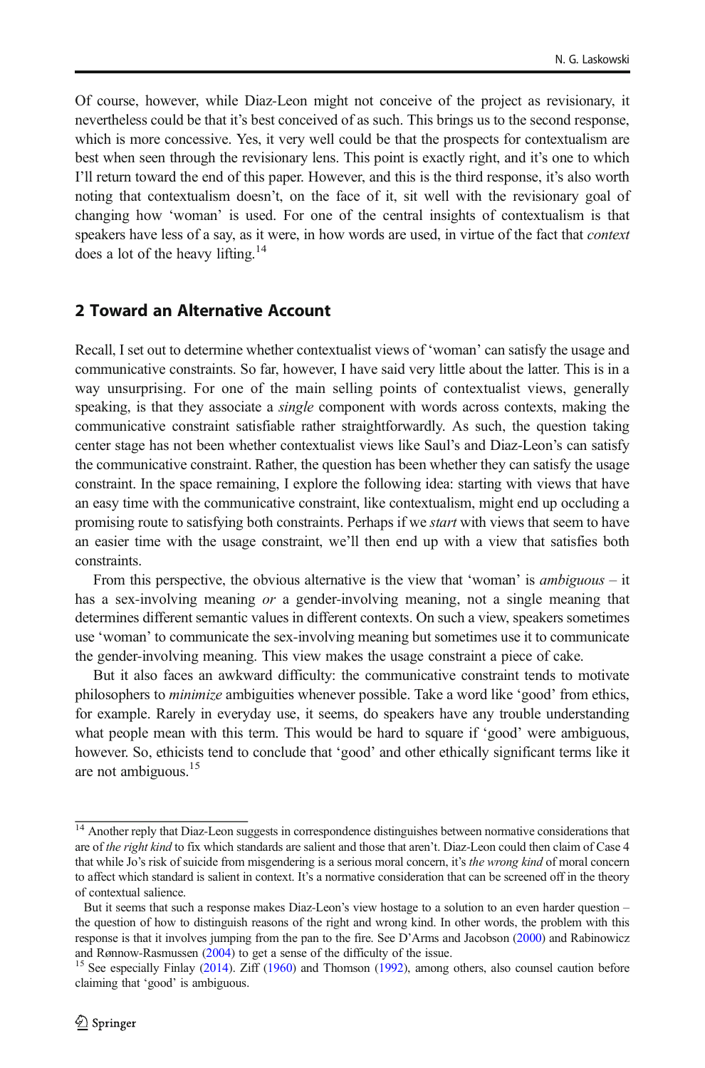Of course, however, while Diaz-Leon might not conceive of the project as revisionary, it nevertheless could be that it's best conceived of as such. This brings us to the second response, which is more concessive. Yes, it very well could be that the prospects for contextualism are best when seen through the revisionary lens. This point is exactly right, and it's one to which I'll return toward the end of this paper. However, and this is the third response, it's also worth noting that contextualism doesn't, on the face of it, sit well with the revisionary goal of changing how 'woman' is used. For one of the central insights of contextualism is that speakers have less of a say, as it were, in how words are used, in virtue of the fact that *context* does a lot of the heavy lifting.[14]

## 2 Toward an Alternative Account

Recall, I set out to determine whether contextualist views of 'woman' can satisfy the usage and communicative constraints. So far, however, I have said very little about the latter. This is in a way unsurprising. For one of the main selling points of contextualist views, generally speaking, is that they associate a *single* component with words across contexts, making the communicative constraint satisfiable rather straightforwardly. As such, the question taking center stage has not been whether contextualist views like Saul's and Diaz-Leon's can satisfy the communicative constraint. Rather, the question has been whether they can satisfy the usage constraint. In the space remaining, I explore the following idea: starting with views that have an easy time with the communicative constraint, like contextualism, might end up occluding a promising route to satisfying both constraints. Perhaps if we *start* with views that seem to have an easier time with the usage constraint, we'll then end up with a view that satisfies both constraints.

From this perspective, the obvious alternative is the view that 'woman' is *ambiguous* – it has a sex-involving meaning *or* a gender-involving meaning, not a single meaning that determines different semantic values in different contexts. On such a view, speakers sometimes use 'woman' to communicate the sex-involving meaning but sometimes use it to communicate the gender-involving meaning. This view makes the usage constraint a piece of cake.

But it also faces an awkward difficulty: the communicative constraint tends to motivate philosophers to *minimize* ambiguities whenever possible. Take a word like 'good' from ethics, for example. Rarely in everyday use, it seems, do speakers have any trouble understanding what people mean with this term. This would be hard to square if 'good' were ambiguous, however. So, ethicists tend to conclude that 'good' and other ethically significant terms like it are not ambiguous.[15]

---

[14] Another reply that Diaz-Leon suggests in correspondence distinguishes between normative considerations that are of *the right kind* to fix which standards are salient and those that aren't. Diaz-Leon could then claim of Case 4 that while Jo's risk of suicide from misgendering is a serious moral concern, it's *the wrong kind* of moral concern to affect which standard is salient in context. It's a normative consideration that can be screened off in the theory of contextual salience.

But it seems that such a response makes Diaz-Leon's view hostage to a solution to an even harder question – the question of how to distinguish reasons of the right and wrong kind. In other words, the problem with this response is that it involves jumping from the pan to the fire. See D'Arms and Jacobson (2000) and Rabinowicz and Rønnow-Rasmussen (2004) to get a sense of the difficulty of the issue.

[15] See especially Finlay (2014). Ziff (1960) and Thomson (1992), among others, also counsel caution before claiming that 'good' is ambiguous.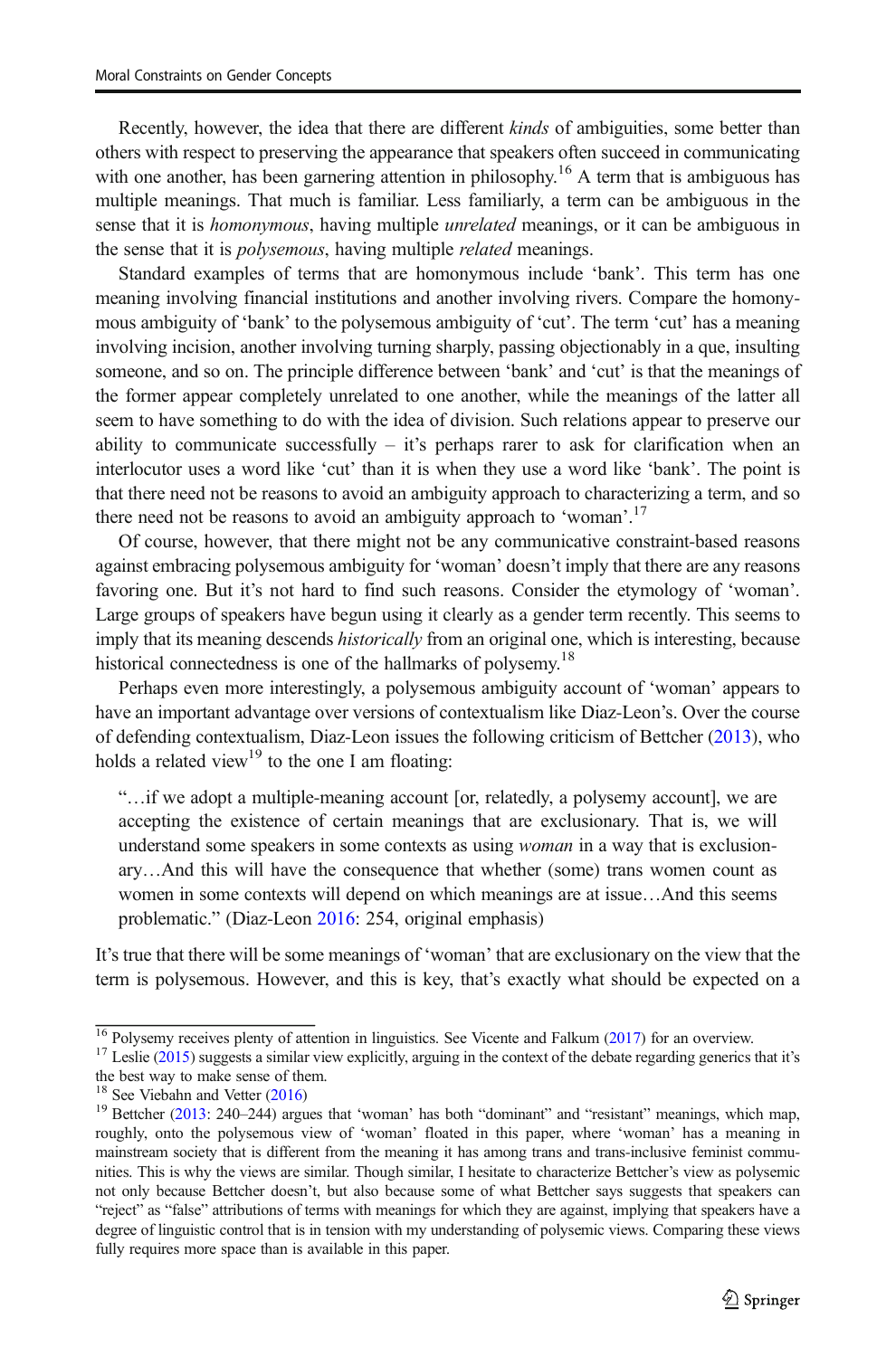Recently, however, the idea that there are different *kinds* of ambiguities, some better than others with respect to preserving the appearance that speakers often succeed in communicating with one another, has been garnering attention in philosophy.[16] A term that is ambiguous has multiple meanings. That much is familiar. Less familiarly, a term can be ambiguous in the sense that it is *homonymous*, having multiple *unrelated* meanings, or it can be ambiguous in the sense that it is *polysemous*, having multiple *related* meanings.

Standard examples of terms that are homonymous include 'bank'. This term has one meaning involving financial institutions and another involving rivers. Compare the homonymous ambiguity of 'bank' to the polysemous ambiguity of 'cut'. The term 'cut' has a meaning involving incision, another involving turning sharply, passing objectionably in a que, insulting someone, and so on. The principle difference between 'bank' and 'cut' is that the meanings of the former appear completely unrelated to one another, while the meanings of the latter all seem to have something to do with the idea of division. Such relations appear to preserve our ability to communicate successfully – it's perhaps rarer to ask for clarification when an interlocutor uses a word like 'cut' than it is when they use a word like 'bank'. The point is that there need not be reasons to avoid an ambiguity approach to characterizing a term, and so there need not be reasons to avoid an ambiguity approach to 'woman'.[17]

Of course, however, that there might not be any communicative constraint-based reasons against embracing polysemous ambiguity for 'woman' doesn't imply that there are any reasons favoring one. But it's not hard to find such reasons. Consider the etymology of 'woman'. Large groups of speakers have begun using it clearly as a gender term recently. This seems to imply that its meaning descends *historically* from an original one, which is interesting, because historical connectedness is one of the hallmarks of polysemy.[18]

Perhaps even more interestingly, a polysemous ambiguity account of 'woman' appears to have an important advantage over versions of contextualism like Diaz-Leon's. Over the course of defending contextualism, Diaz-Leon issues the following criticism of Bettcher (2013), who holds a related view[19] to the one I am floating:

> "…if we adopt a multiple-meaning account [or, relatedly, a polysemy account], we are accepting the existence of certain meanings that are exclusionary. That is, we will understand some speakers in some contexts as using *woman* in a way that is exclusionary…And this will have the consequence that whether (some) trans women count as women in some contexts will depend on which meanings are at issue…And this seems problematic." (Diaz-Leon 2016: 254, original emphasis)

It's true that there will be some meanings of 'woman' that are exclusionary on the view that the term is polysemous. However, and this is key, that's exactly what should be expected on a

---

[16] Polysemy receives plenty of attention in linguistics. See Vicente and Falkum (2017) for an overview.

[17] Leslie (2015) suggests a similar view explicitly, arguing in the context of the debate regarding generics that it's the best way to make sense of them.

[18] See Viebahn and Vetter (2016)

[19] Bettcher (2013: 240–244) argues that 'woman' has both "dominant" and "resistant" meanings, which map, roughly, onto the polysemous view of 'woman' floated in this paper, where 'woman' has a meaning in mainstream society that is different from the meaning it has among trans and trans-inclusive feminist communities. This is why the views are similar. Though similar, I hesitate to characterize Bettcher's view as polysemic not only because Bettcher doesn't, but also because some of what Bettcher says suggests that speakers can "reject" as "false" attributions of terms with meanings for which they are against, implying that speakers have a degree of linguistic control that is in tension with my understanding of polysemic views. Comparing these views fully requires more space than is available in this paper.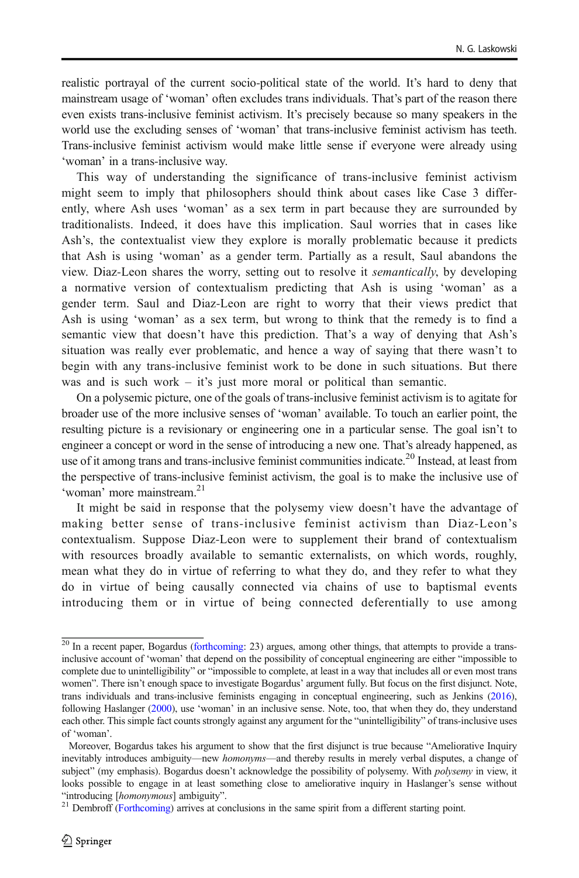realistic portrayal of the current socio-political state of the world. It's hard to deny that mainstream usage of 'woman' often excludes trans individuals. That's part of the reason there even exists trans-inclusive feminist activism. It's precisely because so many speakers in the world use the excluding senses of 'woman' that trans-inclusive feminist activism has teeth. Trans-inclusive feminist activism would make little sense if everyone were already using 'woman' in a trans-inclusive way.

This way of understanding the significance of trans-inclusive feminist activism might seem to imply that philosophers should think about cases like Case 3 differently, where Ash uses 'woman' as a sex term in part because they are surrounded by traditionalists. Indeed, it does have this implication. Saul worries that in cases like Ash's, the contextualist view they explore is morally problematic because it predicts that Ash is using 'woman' as a gender term. Partially as a result, Saul abandons the view. Diaz-Leon shares the worry, setting out to resolve it *semantically*, by developing a normative version of contextualism predicting that Ash is using 'woman' as a gender term. Saul and Diaz-Leon are right to worry that their views predict that Ash is using 'woman' as a sex term, but wrong to think that the remedy is to find a semantic view that doesn't have this prediction. That's a way of denying that Ash's situation was really ever problematic, and hence a way of saying that there wasn't to begin with any trans-inclusive feminist work to be done in such situations. But there was and is such work – it's just more moral or political than semantic.

On a polysemic picture, one of the goals of trans-inclusive feminist activism is to agitate for broader use of the more inclusive senses of 'woman' available. To touch an earlier point, the resulting picture is a revisionary or engineering one in a particular sense. The goal isn't to engineer a concept or word in the sense of introducing a new one. That's already happened, as use of it among trans and trans-inclusive feminist communities indicate.[20] Instead, at least from the perspective of trans-inclusive feminist activism, the goal is to make the inclusive use of 'woman' more mainstream.[21]

It might be said in response that the polysemy view doesn't have the advantage of making better sense of trans-inclusive feminist activism than Diaz-Leon's contextualism. Suppose Diaz-Leon were to supplement their brand of contextualism with resources broadly available to semantic externalists, on which words, roughly, mean what they do in virtue of referring to what they do, and they refer to what they do in virtue of being causally connected via chains of use to baptismal events introducing them or in virtue of being connected deferentially to use among

---

[20] In a recent paper, Bogardus (forthcoming: 23) argues, among other things, that attempts to provide a trans-inclusive account of 'woman' that depend on the possibility of conceptual engineering are either "impossible to complete due to unintelligibility" or "impossible to complete, at least in a way that includes all or even most trans women". There isn't enough space to investigate Bogardus' argument fully. But focus on the first disjunct. Note, trans individuals and trans-inclusive feminists engaging in conceptual engineering, such as Jenkins (2016), following Haslanger (2000), use 'woman' in an inclusive sense. Note, too, that when they do, they understand each other. This simple fact counts strongly against any argument for the "unintelligibility" of trans-inclusive uses of 'woman'.

Moreover, Bogardus takes his argument to show that the first disjunct is true because "Ameliorative Inquiry inevitably introduces ambiguity—new *homonyms*—and thereby results in merely verbal disputes, a change of subject" (my emphasis). Bogardus doesn't acknowledge the possibility of polysemy. With *polysemy* in view, it looks possible to engage in at least something close to ameliorative inquiry in Haslanger's sense without "introducing [*homonymous*] ambiguity".

[21] Dembroff (Forthcoming) arrives at conclusions in the same spirit from a different starting point.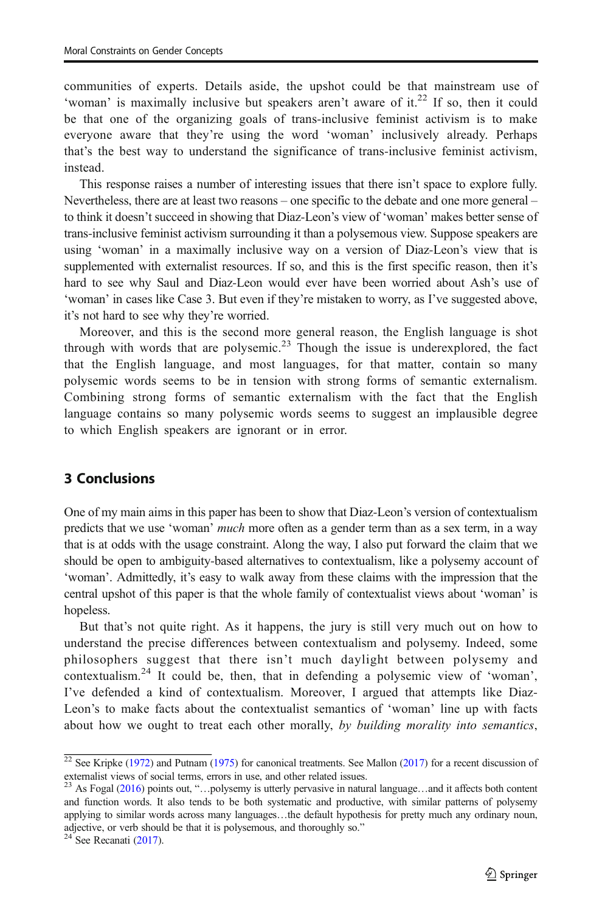communities of experts. Details aside, the upshot could be that mainstream use of 'woman' is maximally inclusive but speakers aren't aware of it.[22] If so, then it could be that one of the organizing goals of trans-inclusive feminist activism is to make everyone aware that they're using the word 'woman' inclusively already. Perhaps that's the best way to understand the significance of trans-inclusive feminist activism, instead.

This response raises a number of interesting issues that there isn't space to explore fully. Nevertheless, there are at least two reasons – one specific to the debate and one more general – to think it doesn't succeed in showing that Diaz-Leon's view of 'woman' makes better sense of trans-inclusive feminist activism surrounding it than a polysemous view. Suppose speakers are using 'woman' in a maximally inclusive way on a version of Diaz-Leon's view that is supplemented with externalist resources. If so, and this is the first specific reason, then it's hard to see why Saul and Diaz-Leon would ever have been worried about Ash's use of 'woman' in cases like Case 3. But even if they're mistaken to worry, as I've suggested above, it's not hard to see why they're worried.

Moreover, and this is the second more general reason, the English language is shot through with words that are polysemic.[23] Though the issue is underexplored, the fact that the English language, and most languages, for that matter, contain so many polysemic words seems to be in tension with strong forms of semantic externalism. Combining strong forms of semantic externalism with the fact that the English language contains so many polysemic words seems to suggest an implausible degree to which English speakers are ignorant or in error.

## 3 Conclusions

One of my main aims in this paper has been to show that Diaz-Leon's version of contextualism predicts that we use 'woman' *much* more often as a gender term than as a sex term, in a way that is at odds with the usage constraint. Along the way, I also put forward the claim that we should be open to ambiguity-based alternatives to contextualism, like a polysemy account of 'woman'. Admittedly, it's easy to walk away from these claims with the impression that the central upshot of this paper is that the whole family of contextualist views about 'woman' is hopeless.

But that's not quite right. As it happens, the jury is still very much out on how to understand the precise differences between contextualism and polysemy. Indeed, some philosophers suggest that there isn't much daylight between polysemy and contextualism.[24] It could be, then, that in defending a polysemic view of 'woman', I've defended a kind of contextualism. Moreover, I argued that attempts like Diaz-Leon's to make facts about the contextualist semantics of 'woman' line up with facts about how we ought to treat each other morally, *by building morality into semantics*,

---

[22] See Kripke (1972) and Putnam (1975) for canonical treatments. See Mallon (2017) for a recent discussion of externalist views of social terms, errors in use, and other related issues.

[23] As Fogal (2016) points out, "…polysemy is utterly pervasive in natural language…and it affects both content and function words. It also tends to be both systematic and productive, with similar patterns of polysemy applying to similar words across many languages…the default hypothesis for pretty much any ordinary noun, adjective, or verb should be that it is polysemous, and thoroughly so."

[24] See Recanati (2017).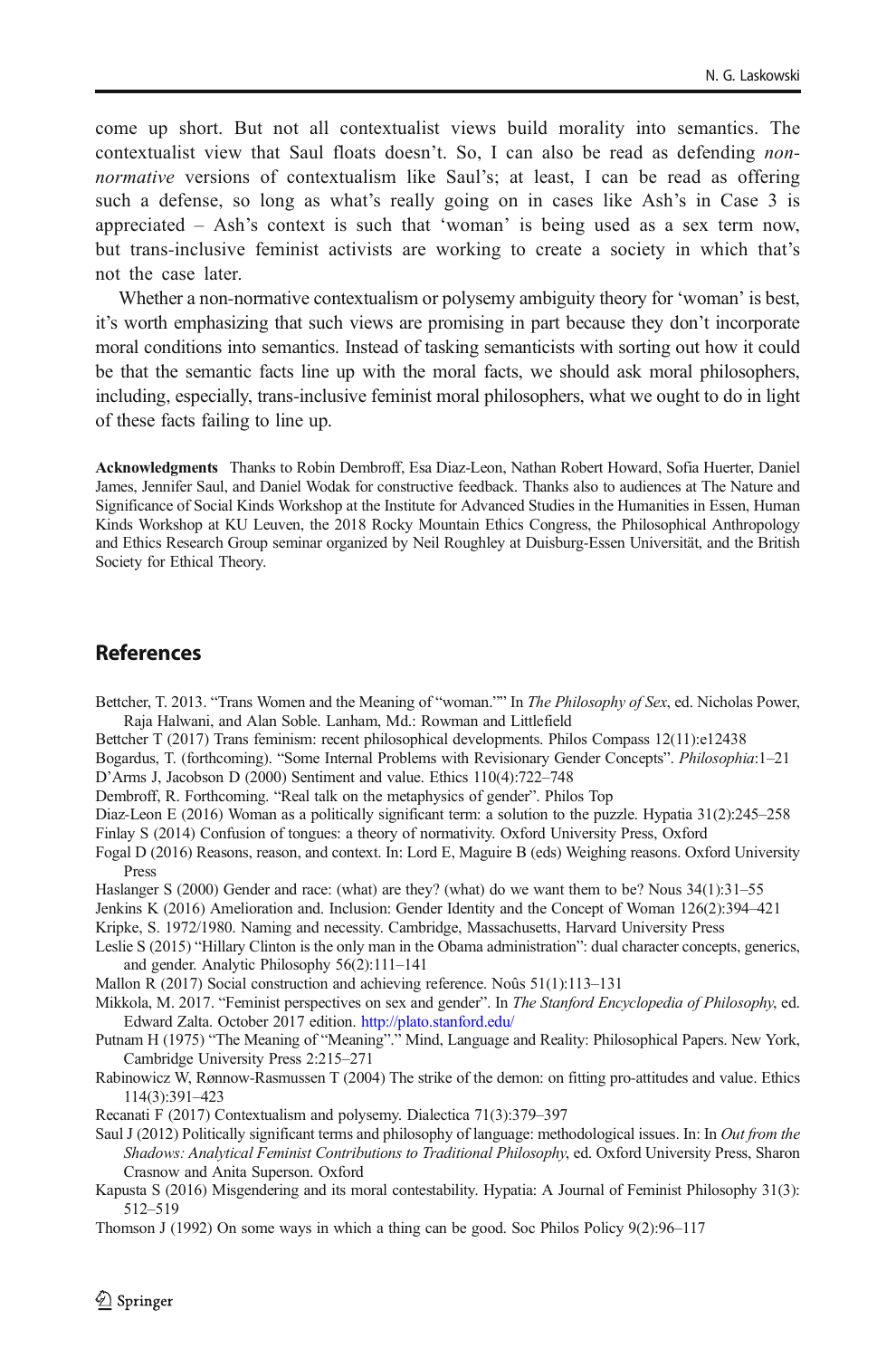come up short. But not all contextualist views build morality into semantics. The contextualist view that Saul floats doesn't. So, I can also be read as defending *non-normative* versions of contextualism like Saul's; at least, I can be read as offering such a defense, so long as what's really going on in cases like Ash's in Case 3 is appreciated – Ash's context is such that 'woman' is being used as a sex term now, but trans-inclusive feminist activists are working to create a society in which that's not the case later.

Whether a non-normative contextualism or polysemy ambiguity theory for 'woman' is best, it's worth emphasizing that such views are promising in part because they don't incorporate moral conditions into semantics. Instead of tasking semanticists with sorting out how it could be that the semantic facts line up with the moral facts, we should ask moral philosophers, including, especially, trans-inclusive feminist moral philosophers, what we ought to do in light of these facts failing to line up.

**Acknowledgments** Thanks to Robin Dembroff, Esa Diaz-Leon, Nathan Robert Howard, Sofia Huerter, Daniel James, Jennifer Saul, and Daniel Wodak for constructive feedback. Thanks also to audiences at The Nature and Significance of Social Kinds Workshop at the Institute for Advanced Studies in the Humanities in Essen, Human Kinds Workshop at KU Leuven, the 2018 Rocky Mountain Ethics Congress, the Philosophical Anthropology and Ethics Research Group seminar organized by Neil Roughley at Duisburg-Essen Universität, and the British Society for Ethical Theory.

## References

Bettcher, T. 2013. "Trans Women and the Meaning of "woman."" In *The Philosophy of Sex*, ed. Nicholas Power, Raja Halwani, and Alan Soble. Lanham, Md.: Rowman and Littlefield

Bettcher T (2017) Trans feminism: recent philosophical developments. Philos Compass 12(11):e12438

Bogardus, T. (forthcoming). "Some Internal Problems with Revisionary Gender Concepts". *Philosophia*:1–21

D'Arms J, Jacobson D (2000) Sentiment and value. Ethics 110(4):722–748

Dembroff, R. Forthcoming. "Real talk on the metaphysics of gender". Philos Top

Diaz-Leon E (2016) Woman as a politically significant term: a solution to the puzzle. Hypatia 31(2):245–258

Finlay S (2014) Confusion of tongues: a theory of normativity. Oxford University Press, Oxford

Fogal D (2016) Reasons, reason, and context. In: Lord E, Maguire B (eds) Weighing reasons. Oxford University Press

Haslanger S (2000) Gender and race: (what) are they? (what) do we want them to be? Nous 34(1):31–55

Jenkins K (2016) Amelioration and. Inclusion: Gender Identity and the Concept of Woman 126(2):394–421

Kripke, S. 1972/1980. Naming and necessity. Cambridge, Massachusetts, Harvard University Press

Leslie S (2015) "Hillary Clinton is the only man in the Obama administration": dual character concepts, generics, and gender. Analytic Philosophy 56(2):111–141

Mallon R (2017) Social construction and achieving reference. Noûs 51(1):113–131

Mikkola, M. 2017. "Feminist perspectives on sex and gender". In *The Stanford Encyclopedia of Philosophy*, ed. Edward Zalta. October 2017 edition. http://plato.stanford.edu/

Putnam H (1975) "The Meaning of "Meaning"." Mind, Language and Reality: Philosophical Papers. New York, Cambridge University Press 2:215–271

Rabinowicz W, Rønnow-Rasmussen T (2004) The strike of the demon: on fitting pro-attitudes and value. Ethics 114(3):391–423

Recanati F (2017) Contextualism and polysemy. Dialectica 71(3):379–397

Saul J (2012) Politically significant terms and philosophy of language: methodological issues. In: In *Out from the Shadows: Analytical Feminist Contributions to Traditional Philosophy*, ed. Oxford University Press, Sharon Crasnow and Anita Superson. Oxford

Kapusta S (2016) Misgendering and its moral contestability. Hypatia: A Journal of Feminist Philosophy 31(3): 512–519

Thomson J (1992) On some ways in which a thing can be good. Soc Philos Policy 9(2):96–117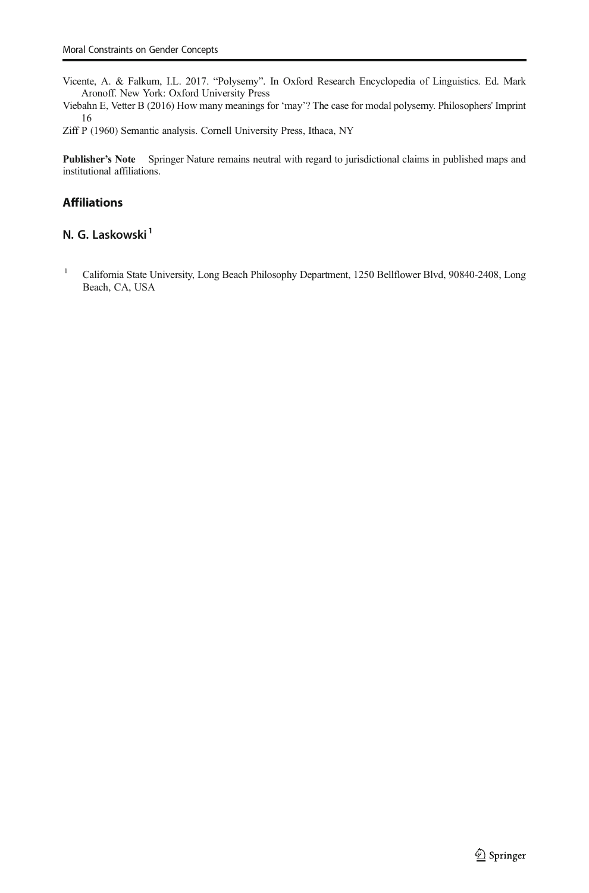Vicente, A. & Falkum, I.L. 2017. "Polysemy". In Oxford Research Encyclopedia of Linguistics. Ed. Mark Aronoff. New York: Oxford University Press

Viebahn E, Vetter B (2016) How many meanings for 'may'? The case for modal polysemy. Philosophers' Imprint 16

Ziff P (1960) Semantic analysis. Cornell University Press, Ithaca, NY

**Publisher's Note** Springer Nature remains neutral with regard to jurisdictional claims in published maps and institutional affiliations.

## Affiliations

### N. G. Laskowski[1]

[1] California State University, Long Beach Philosophy Department, 1250 Bellflower Blvd, 90840-2408, Long Beach, CA, USA